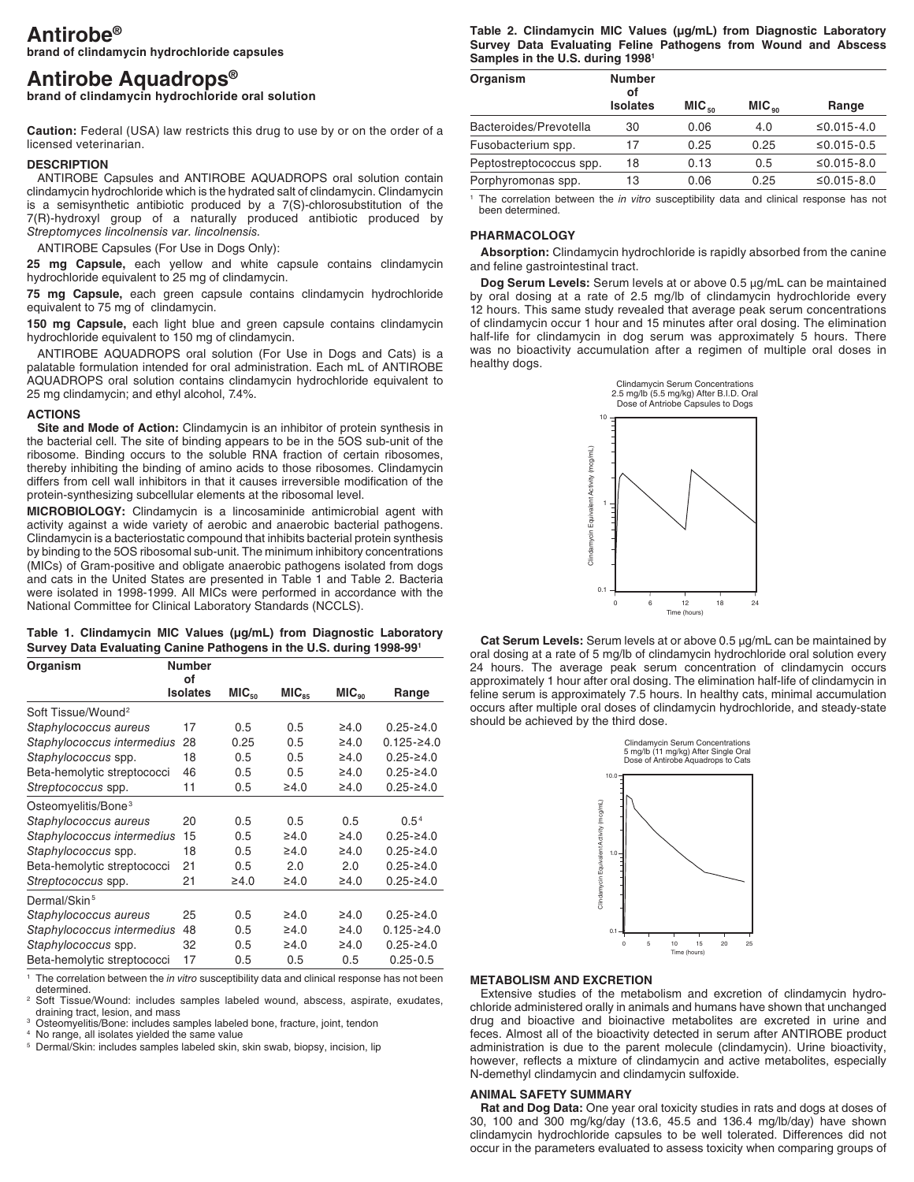# Antirobe®

**brand of clindamycin hydrochloride capsules**

# Antirobe Aquadrops®

**brand of clindamycin hydrochloride oral solution**

**Caution:** Federal (USA) law restricts this drug to use by or on the order of a licensed veterinarian.

## DESCRIPTION

ANTIROBE Capsules and ANTIROBE AQUADROPS oral solution contain clindamycin hydrochloride which is the hydrated salt of clindamycin. Clindamycin is a semisynthetic antibiotic produced by a 7(S)-chlorosubstitution of the 7(R)-hydroxyl group of a naturally produced antibiotic produced by *Streptomyces lincolnensis var. lincolnensis.*

ANTIROBE Capsules (For Use in Dogs Only):

**25 mg Capsule,** each yellow and white capsule contains clindamycin hydrochloride equivalent to 25 mg of clindamycin.

**75 mg Capsule,** each green capsule contains clindamycin hydrochloride equivalent to 75 mg of clindamycin.

**150 mg Capsule,** each light blue and green capsule contains clindamycin hydrochloride equivalent to 150 mg of clindamycin.

ANTIROBE AQUADROPS oral solution (For Use in Dogs and Cats) is a palatable formulation intended for oral administration. Each mL of ANTIROBE AQUADROPS oral solution contains clindamycin hydrochloride equivalent to 25 mg clindamycin; and ethyl alcohol, 7.4%.

## ACTIONS

**Site and Mode of Action:** Clindamycin is an inhibitor of protein synthesis in the bacterial cell. The site of binding appears to be in the 5OS sub-unit of the ribosome. Binding occurs to the soluble RNA fraction of certain ribosomes, thereby inhibiting the binding of amino acids to those ribosomes. Clindamycin differs from cell wall inhibitors in that it causes irreversible modification of the protein-synthesizing subcellular elements at the ribosomal level.

**MICROBIOLOGY:** Clindamycin is a lincosaminide antimicrobial agent with activity against a wide variety of aerobic and anaerobic bacterial pathogens. Clindamycin is a bacteriostatic compound that inhibits bacterial protein synthesis by binding to the 5OS ribosomal sub-unit. The minimum inhibitory concentrations (MICs) of Gram-positive and obligate anaerobic pathogens isolated from dogs and cats in the United States are presented in Table 1 and Table 2. Bacteria were isolated in 1998-1999. All MICs were performed in accordance with the National Committee for Clinical Laboratory Standards (NCCLS).

**Table 1. Clindamycin MIC Values (µg/mL) from Diagnostic Laboratory Survey Data Evaluating Canine Pathogens in the U.S. during 1998-99[1]**

| Organism | Number of Isolates | $MIC_{50}$ | $MIC_{85}$ | $MIC_{90}$ | Range |
|---|---|---|---|---|---|
| Soft Tissue/Wound[2] | | | | | |
| *Staphylococcus aureus* | 17 | 0.5 | 0.5 | ≥4.0 | 0.25-≥4.0 |
| *Staphylococcus intermedius* | 28 | 0.25 | 0.5 | ≥4.0 | 0.125-≥4.0 |
| *Staphylococcus* spp. | 18 | 0.5 | 0.5 | ≥4.0 | 0.25-≥4.0 |
| Beta-hemolytic streptococci | 46 | 0.5 | 0.5 | ≥4.0 | 0.25-≥4.0 |
| *Streptococcus* spp. | 11 | 0.5 | ≥4.0 | ≥4.0 | 0.25-≥4.0 |
| Osteomyelitis/Bone[3] | | | | | |
| *Staphylococcus aureus* | 20 | 0.5 | 0.5 | 0.5 | 0.5[4] |
| *Staphylococcus intermedius* | 15 | 0.5 | ≥4.0 | ≥4.0 | 0.25-≥4.0 |
| *Staphylococcus* spp. | 18 | 0.5 | ≥4.0 | ≥4.0 | 0.25-≥4.0 |
| Beta-hemolytic streptococci | 21 | 0.5 | 2.0 | 2.0 | 0.25-≥4.0 |
| *Streptococcus* spp. | 21 | ≥4.0 | ≥4.0 | ≥4.0 | 0.25-≥4.0 |
| Dermal/Skin[5] | | | | | |
| *Staphylococcus aureus* | 25 | 0.5 | ≥4.0 | ≥4.0 | 0.25-≥4.0 |
| *Staphylococcus intermedius* | 48 | 0.5 | ≥4.0 | ≥4.0 | 0.125-≥4.0 |
| *Staphylococcus* spp. | 32 | 0.5 | ≥4.0 | ≥4.0 | 0.25-≥4.0 |
| Beta-hemolytic streptococci | 17 | 0.5 | 0.5 | 0.5 | 0.25-0.5 |

[1] The correlation between the *in vitro* susceptibility data and clinical response has not been determined.
[2] Soft Tissue/Wound: includes samples labeled wound, abscess, aspirate, exudates, draining tract, lesion, and mass
[3] Osteomyelitis/Bone: includes samples labeled bone, fracture, joint, tendon
[4] No range, all isolates yielded the same value
[5] Dermal/Skin: includes samples labeled skin, skin swab, biopsy, incision, lip

**Table 2. Clindamycin MIC Values (µg/mL) from Diagnostic Laboratory Survey Data Evaluating Feline Pathogens from Wound and Abscess Samples in the U.S. during 1998[1]**

| Organism | Number of Isolates | $MIC_{50}$ | $MIC_{90}$ | Range |
|---|---|---|---|---|
| Bacteroides/Prevotella | 30 | 0.06 | 4.0 | ≤0.015-4.0 |
| Fusobacterium spp. | 17 | 0.25 | 0.25 | ≤0.015-0.5 |
| Peptostreptococcus spp. | 18 | 0.13 | 0.5 | ≤0.015-8.0 |
| Porphyromonas spp. | 13 | 0.06 | 0.25 | ≤0.015-8.0 |

[1] The correlation between the *in vitro* susceptibility data and clinical response has not been determined.

## PHARMACOLOGY

**Absorption:** Clindamycin hydrochloride is rapidly absorbed from the canine and feline gastrointestinal tract.

**Dog Serum Levels:** Serum levels at or above 0.5 µg/mL can be maintained by oral dosing at a rate of 2.5 mg/lb of clindamycin hydrochloride every 12 hours. This same study revealed that average peak serum concentrations of clindamycin occur 1 hour and 15 minutes after oral dosing. The elimination half-life for clindamycin in dog serum was approximately 5 hours. There was no bioactivity accumulation after a regimen of multiple oral doses in healthy dogs.

Clindamycin Serum Concentrations 2.5 mg/lb (5.5 mg/kg) After B.I.D. Oral Dose of Antriobe Capsules to Dogs

**Cat Serum Levels:** Serum levels at or above 0.5 µg/mL can be maintained by oral dosing at a rate of 5 mg/lb of clindamycin hydrochloride oral solution every 24 hours. The average peak serum concentration of clindamycin occurs approximately 1 hour after oral dosing. The elimination half-life of clindamycin in feline serum is approximately 7.5 hours. In healthy cats, minimal accumulation occurs after multiple oral doses of clindamycin hydrochloride, and steady-state should be achieved by the third dose.

Clindamycin Serum Concentrations 5 mg/lb (11 mg/kg) After Single Oral Dose of Antirobe Aquadrops to Cats

## METABOLISM AND EXCRETION

Extensive studies of the metabolism and excretion of clindamycin hydrochloride administered orally in animals and humans have shown that unchanged drug and bioactive and bioinactive metabolites are excreted in urine and feces. Almost all of the bioactivity detected in serum after ANTIROBE product administration is due to the parent molecule (clindamycin). Urine bioactivity, however, reflects a mixture of clindamycin and active metabolites, especially N-demethyl clindamycin and clindamycin sulfoxide.

## ANIMAL SAFETY SUMMARY

**Rat and Dog Data:** One year oral toxicity studies in rats and dogs at doses of 30, 100 and 300 mg/kg/day (13.6, 45.5 and 136.4 mg/lb/day) have shown clindamycin hydrochloride capsules to be well tolerated. Differences did not occur in the parameters evaluated to assess toxicity when comparing groups of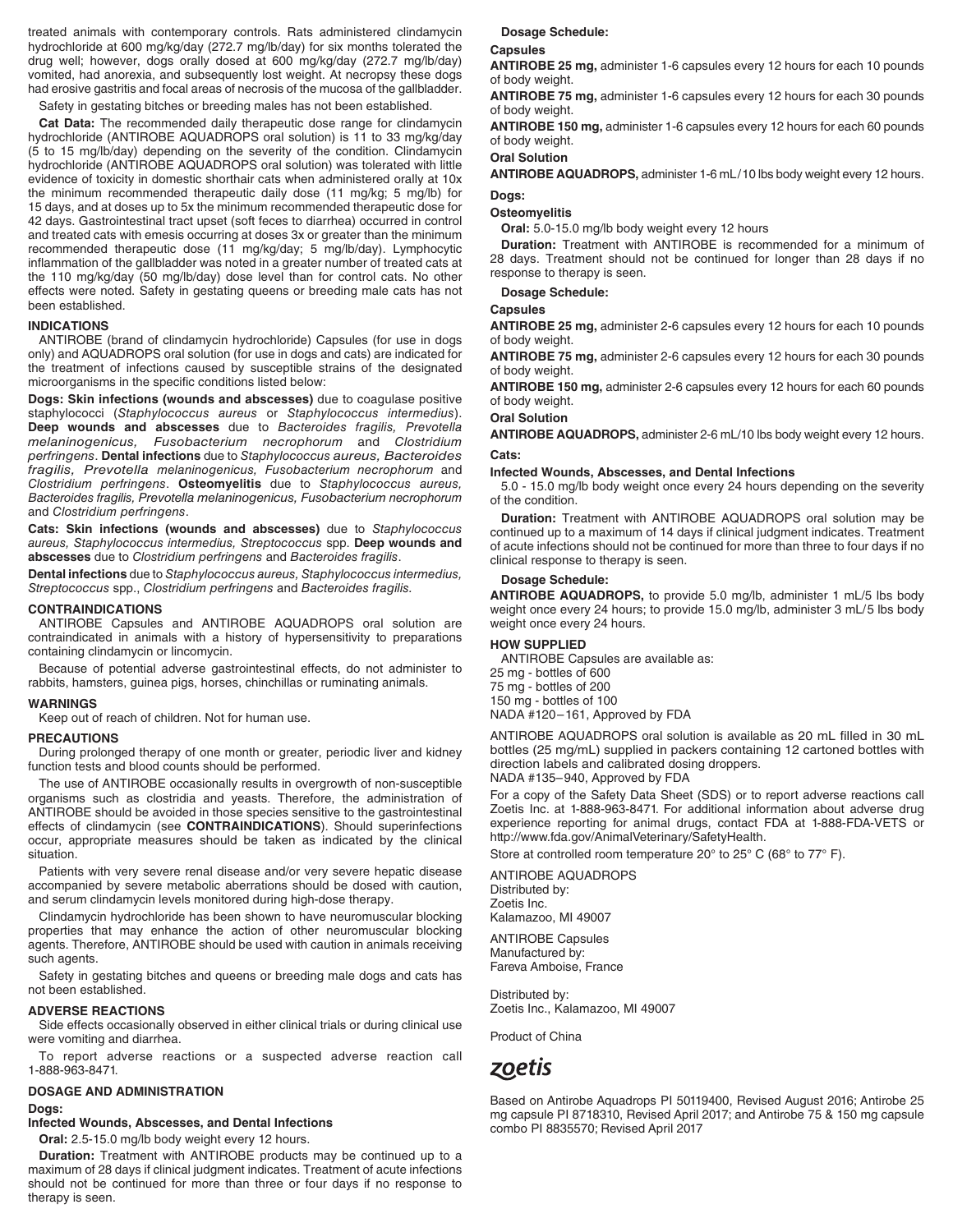treated animals with contemporary controls. Rats administered clindamycin hydrochloride at 600 mg/kg/day (272.7 mg/lb/day) for six months tolerated the drug well; however, dogs orally dosed at 600 mg/kg/day (272.7 mg/lb/day) vomited, had anorexia, and subsequently lost weight. At necropsy these dogs had erosive gastritis and focal areas of necrosis of the mucosa of the gallbladder.

Safety in gestating bitches or breeding males has not been established.

**Cat Data:** The recommended daily therapeutic dose range for clindamycin hydrochloride (ANTIROBE AQUADROPS oral solution) is 11 to 33 mg/kg/day (5 to 15 mg/lb/day) depending on the severity of the condition. Clindamycin hydrochloride (ANTIROBE AQUADROPS oral solution) was tolerated with little evidence of toxicity in domestic shorthair cats when administered orally at 10x the minimum recommended therapeutic daily dose (11 mg/kg; 5 mg/lb) for 15 days, and at doses up to 5x the minimum recommended therapeutic dose for 42 days. Gastrointestinal tract upset (soft feces to diarrhea) occurred in control and treated cats with emesis occurring at doses 3x or greater than the minimum recommended therapeutic dose (11 mg/kg/day; 5 mg/lb/day). Lymphocytic inflammation of the gallbladder was noted in a greater number of treated cats at the 110 mg/kg/day (50 mg/lb/day) dose level than for control cats. No other effects were noted. Safety in gestating queens or breeding male cats has not been established.

## INDICATIONS

ANTIROBE (brand of clindamycin hydrochloride) Capsules (for use in dogs only) and AQUADROPS oral solution (for use in dogs and cats) are indicated for the treatment of infections caused by susceptible strains of the designated microorganisms in the specific conditions listed below:

**Dogs: Skin infections (wounds and abscesses)** due to coagulase positive staphylococci (*Staphylococcus aureus* or *Staphylococcus intermedius*). **Deep wounds and abscesses** due to *Bacteroides fragilis, Prevotella melaninogenicus, Fusobacterium necrophorum* and *Clostridium perfringens*. **Dental infections** due to *Staphylococcus aureus, Bacteroides fragilis, Prevotella melaninogenicus, Fusobacterium necrophorum* and *Clostridium perfringens*. **Osteomyelitis** due to *Staphylococcus aureus, Bacteroides fragilis, Prevotella melaninogenicus, Fusobacterium necrophorum* and *Clostridium perfringens*.

**Cats: Skin infections (wounds and abscesses)** due to *Staphylococcus aureus, Staphylococcus intermedius, Streptococcus* spp. **Deep wounds and abscesses** due to *Clostridium perfringens* and *Bacteroides fragilis*.

**Dental infections** due to *Staphylococcus aureus, Staphylococcus intermedius, Streptococcus* spp., *Clostridium perfringens* and *Bacteroides fragilis*.

## CONTRAINDICATIONS

ANTIROBE Capsules and ANTIROBE AQUADROPS oral solution are contraindicated in animals with a history of hypersensitivity to preparations containing clindamycin or lincomycin.

Because of potential adverse gastrointestinal effects, do not administer to rabbits, hamsters, guinea pigs, horses, chinchillas or ruminating animals.

## WARNINGS

Keep out of reach of children. Not for human use.

## PRECAUTIONS

During prolonged therapy of one month or greater, periodic liver and kidney function tests and blood counts should be performed.

The use of ANTIROBE occasionally results in overgrowth of non-susceptible organisms such as clostridia and yeasts. Therefore, the administration of ANTIROBE should be avoided in those species sensitive to the gastrointestinal effects of clindamycin (see **CONTRAINDICATIONS**). Should superinfections occur, appropriate measures should be taken as indicated by the clinical situation.

Patients with very severe renal disease and/or very severe hepatic disease accompanied by severe metabolic aberrations should be dosed with caution, and serum clindamycin levels monitored during high-dose therapy.

Clindamycin hydrochloride has been shown to have neuromuscular blocking properties that may enhance the action of other neuromuscular blocking agents. Therefore, ANTIROBE should be used with caution in animals receiving such agents.

Safety in gestating bitches and queens or breeding male dogs and cats has not been established.

## ADVERSE REACTIONS

Side effects occasionally observed in either clinical trials or during clinical use were vomiting and diarrhea.

To report adverse reactions or a suspected adverse reaction call 1-888-963-8471.

## DOSAGE AND ADMINISTRATION

### Dogs:

#### Infected Wounds, Abscesses, and Dental Infections

**Oral:** 2.5-15.0 mg/lb body weight every 12 hours.

**Duration:** Treatment with ANTIROBE products may be continued up to a maximum of 28 days if clinical judgment indicates. Treatment of acute infections should not be continued for more than three or four days if no response to therapy is seen.

**Dosage Schedule:**

**Capsules**

**ANTIROBE 25 mg,** administer 1-6 capsules every 12 hours for each 10 pounds of body weight.

**ANTIROBE 75 mg,** administer 1-6 capsules every 12 hours for each 30 pounds of body weight.

**ANTIROBE 150 mg,** administer 1-6 capsules every 12 hours for each 60 pounds of body weight.

**Oral Solution**

**ANTIROBE AQUADROPS,** administer 1-6 mL/10 lbs body weight every 12 hours.

### Dogs:

#### Osteomyelitis

**Oral:** 5.0-15.0 mg/lb body weight every 12 hours

**Duration:** Treatment with ANTIROBE is recommended for a minimum of 28 days. Treatment should not be continued for longer than 28 days if no response to therapy is seen.

**Dosage Schedule:**

**Capsules**

**ANTIROBE 25 mg,** administer 2-6 capsules every 12 hours for each 10 pounds of body weight.

**ANTIROBE 75 mg,** administer 2-6 capsules every 12 hours for each 30 pounds of body weight.

**ANTIROBE 150 mg,** administer 2-6 capsules every 12 hours for each 60 pounds of body weight.

**Oral Solution**

**ANTIROBE AQUADROPS,** administer 2-6 mL/10 lbs body weight every 12 hours.

### Cats:

#### Infected Wounds, Abscesses, and Dental Infections

5.0 - 15.0 mg/lb body weight once every 24 hours depending on the severity of the condition.

**Duration:** Treatment with ANTIROBE AQUADROPS oral solution may be continued up to a maximum of 14 days if clinical judgment indicates. Treatment of acute infections should not be continued for more than three to four days if no clinical response to therapy is seen.

**Dosage Schedule:**

**ANTIROBE AQUADROPS,** to provide 5.0 mg/lb, administer 1 mL/5 lbs body weight once every 24 hours; to provide 15.0 mg/lb, administer 3 mL/5 lbs body weight once every 24 hours.

## HOW SUPPLIED

ANTIROBE Capsules are available as:
25 mg - bottles of 600
75 mg - bottles of 200
150 mg - bottles of 100
NADA #120–161, Approved by FDA

ANTIROBE AQUADROPS oral solution is available as 20 mL filled in 30 mL bottles (25 mg/mL) supplied in packers containing 12 cartoned bottles with direction labels and calibrated dosing droppers.
NADA #135–940, Approved by FDA

For a copy of the Safety Data Sheet (SDS) or to report adverse reactions call Zoetis Inc. at 1-888-963-8471. For additional information about adverse drug experience reporting for animal drugs, contact FDA at 1-888-FDA-VETS or http://www.fda.gov/AnimalVeterinary/SafetyHealth.

Store at controlled room temperature 20° to 25° C (68° to 77° F).

ANTIROBE AQUADROPS
Distributed by:
Zoetis Inc.
Kalamazoo, MI 49007

ANTIROBE Capsules
Manufactured by:
Fareva Amboise, France

Distributed by:
Zoetis Inc., Kalamazoo, MI 49007

Product of China

zoetis

Based on Antirobe Aquadrops PI 50119400, Revised August 2016; Antirobe 25 mg capsule PI 8718310, Revised April 2017; and Antirobe 75 & 150 mg capsule combo PI 8835570; Revised April 2017